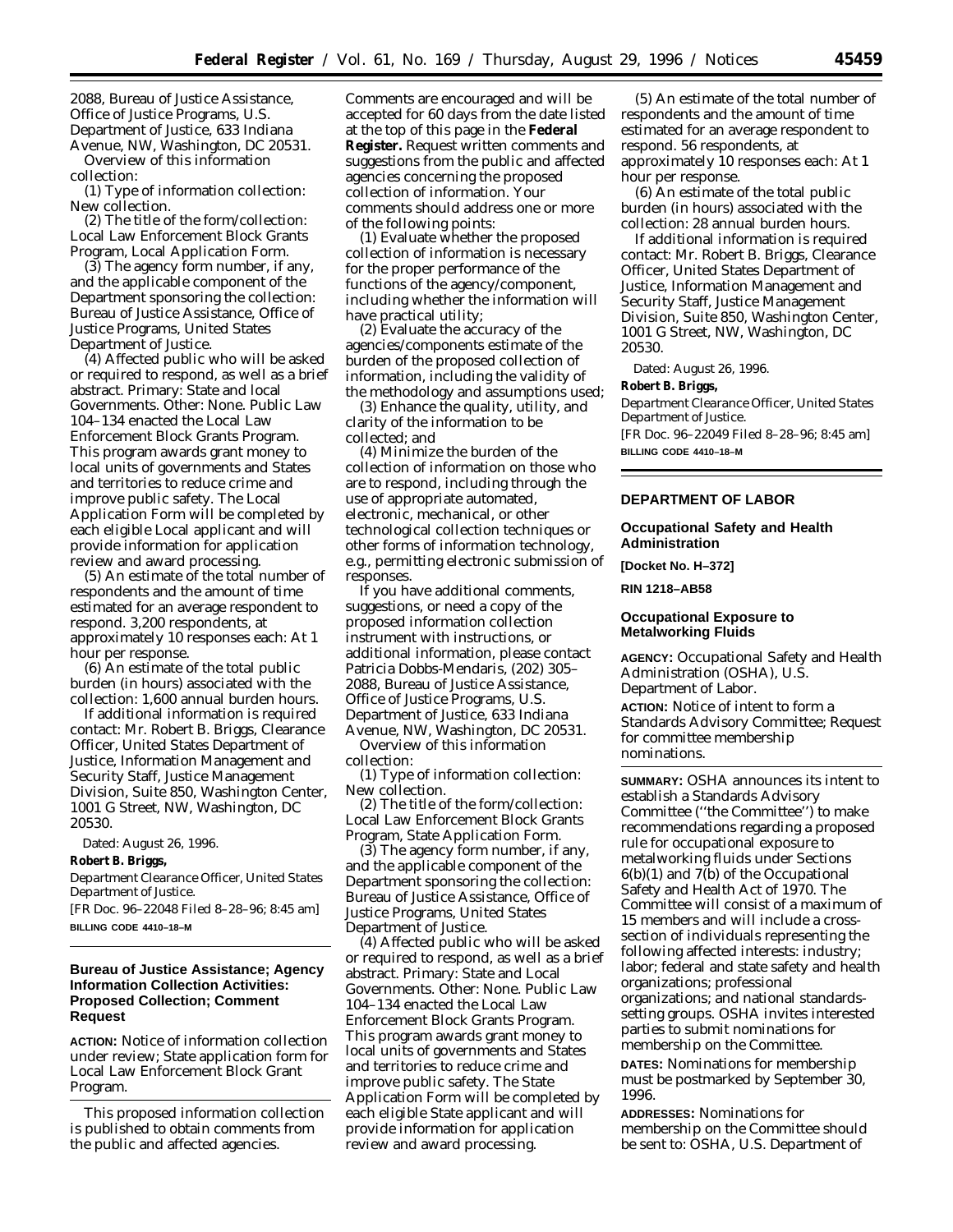2088, Bureau of Justice Assistance, Office of Justice Programs, U.S. Department of Justice, 633 Indiana Avenue, NW, Washington, DC 20531.

Overview of this information collection:

(1) Type of information collection: New collection.

(2) The title of the form/collection: Local Law Enforcement Block Grants Program, Local Application Form.

(3) The agency form number, if any, and the applicable component of the Department sponsoring the collection: Bureau of Justice Assistance, Office of Justice Programs, United States Department of Justice.

(4) Affected public who will be asked or required to respond, as well as a brief abstract. Primary: State and local Governments. Other: None. Public Law 104–134 enacted the Local Law Enforcement Block Grants Program. This program awards grant money to local units of governments and States and territories to reduce crime and improve public safety. The Local Application Form will be completed by each eligible Local applicant and will provide information for application review and award processing.

(5) An estimate of the total number of respondents and the amount of time estimated for an average respondent to respond. 3,200 respondents, at approximately 10 responses each: At 1 hour per response.

(6) An estimate of the total public burden (in hours) associated with the collection: 1,600 annual burden hours.

If additional information is required contact: Mr. Robert B. Briggs, Clearance Officer, United States Department of Justice, Information Management and Security Staff, Justice Management Division, Suite 850, Washington Center, 1001 G Street, NW, Washington, DC 20530.

Dated: August 26, 1996.

**Robert B. Briggs,**

*Department Clearance Officer, United States Department of Justice.*

[FR Doc. 96–22048 Filed 8–28–96; 8:45 am]

**BILLING CODE 4410–18–M**

## Bureau of Justice Assistance; Agency Information Collection Activities: Proposed Collection; Comment Request

**ACTION:** Notice of information collection under review; State application form for Local Law Enforcement Block Grant Program.

This proposed information collection is published to obtain comments from the public and affected agencies. Comments are encouraged and will be accepted for 60 days from the date listed at the top of this page in the **Federal Register.** Request written comments and suggestions from the public and affected agencies concerning the proposed collection of information. Your comments should address one or more of the following points:

(1) Evaluate whether the proposed collection of information is necessary for the proper performance of the functions of the agency/component, including whether the information will have practical utility;

(2) Evaluate the accuracy of the agencies/components estimate of the burden of the proposed collection of information, including the validity of the methodology and assumptions used;

(3) Enhance the quality, utility, and clarity of the information to be collected; and

(4) Minimize the burden of the collection of information on those who are to respond, including through the use of appropriate automated, electronic, mechanical, or other technological collection techniques or other forms of information technology, e.g., permitting electronic submission of responses.

If you have additional comments, suggestions, or need a copy of the proposed information collection instrument with instructions, or additional information, please contact Patricia Dobbs-Mendaris, (202) 305–2088, Bureau of Justice Assistance, Office of Justice Programs, U.S. Department of Justice, 633 Indiana Avenue, NW, Washington, DC 20531.

Overview of this information collection:

(1) Type of information collection: New collection.

(2) The title of the form/collection: Local Law Enforcement Block Grants Program, State Application Form.

(3) The agency form number, if any, and the applicable component of the Department sponsoring the collection: Bureau of Justice Assistance, Office of Justice Programs, United States Department of Justice.

(4) Affected public who will be asked or required to respond, as well as a brief abstract. Primary: State and Local Governments. Other: None. Public Law 104–134 enacted the Local Law Enforcement Block Grants Program. This program awards grant money to local units of governments and States and territories to reduce crime and improve public safety. The State Application Form will be completed by each eligible State applicant and will provide information for application review and award processing.

(5) An estimate of the total number of respondents and the amount of time estimated for an average respondent to respond. 56 respondents, at approximately 10 responses each: At 1 hour per response.

(6) An estimate of the total public burden (in hours) associated with the collection: 28 annual burden hours.

If additional information is required contact: Mr. Robert B. Briggs, Clearance Officer, United States Department of Justice, Information Management and Security Staff, Justice Management Division, Suite 850, Washington Center, 1001 G Street, NW, Washington, DC 20530.

Dated: August 26, 1996.

**Robert B. Briggs,**

*Department Clearance Officer, United States Department of Justice.*

[FR Doc. 96–22049 Filed 8–28–96; 8:45 am]

**BILLING CODE 4410–18–M**

# DEPARTMENT OF LABOR

## Occupational Safety and Health Administration

**[Docket No. H–372]**

**RIN 1218–AB58**

## Occupational Exposure to Metalworking Fluids

**AGENCY:** Occupational Safety and Health Administration (OSHA), U.S. Department of Labor.

**ACTION:** Notice of intent to form a Standards Advisory Committee; Request for committee membership nominations.

**SUMMARY:** OSHA announces its intent to establish a Standards Advisory Committee (''the Committee'') to make recommendations regarding a proposed rule for occupational exposure to metalworking fluids under Sections 6(b)(1) and 7(b) of the Occupational Safety and Health Act of 1970. The Committee will consist of a maximum of 15 members and will include a cross-section of individuals representing the following affected interests: industry; labor; federal and state safety and health organizations; professional organizations; and national standards-setting groups. OSHA invites interested parties to submit nominations for membership on the Committee.

**DATES:** Nominations for membership must be postmarked by September 30, 1996.

**ADDRESSES:** Nominations for membership on the Committee should be sent to: OSHA, U.S. Department of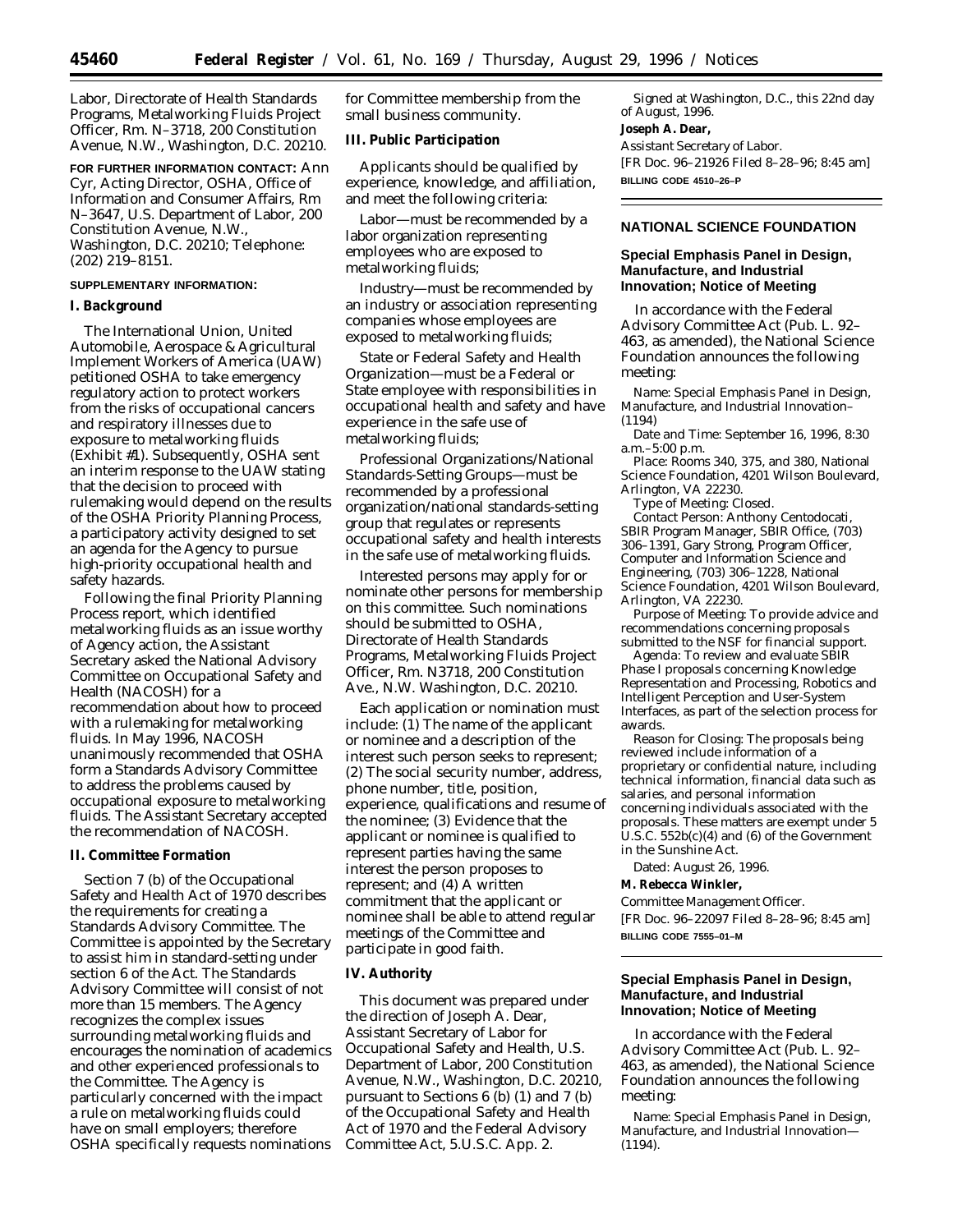Labor, Directorate of Health Standards Programs, Metalworking Fluids Project Officer, Rm. N–3718, 200 Constitution Avenue, N.W., Washington, D.C. 20210.

**FOR FURTHER INFORMATION CONTACT:** Ann Cyr, Acting Director, OSHA, Office of Information and Consumer Affairs, Rm N–3647, U.S. Department of Labor, 200 Constitution Avenue, N.W., Washington, D.C. 20210; Telephone: (202) 219–8151.

**SUPPLEMENTARY INFORMATION:**

### I. Background

The International Union, United Automobile, Aerospace & Agricultural Implement Workers of America (UAW) petitioned OSHA to take emergency regulatory action to protect workers from the risks of occupational cancers and respiratory illnesses due to exposure to metalworking fluids (Exhibit #1). Subsequently, OSHA sent an interim response to the UAW stating that the decision to proceed with rulemaking would depend on the results of the OSHA Priority Planning Process, a participatory activity designed to set an agenda for the Agency to pursue high-priority occupational health and safety hazards.

Following the final Priority Planning Process report, which identified metalworking fluids as an issue worthy of Agency action, the Assistant Secretary asked the National Advisory Committee on Occupational Safety and Health (NACOSH) for a recommendation about how to proceed with a rulemaking for metalworking fluids. In May 1996, NACOSH unanimously recommended that OSHA form a Standards Advisory Committee to address the problems caused by occupational exposure to metalworking fluids. The Assistant Secretary accepted the recommendation of NACOSH.

### II. Committee Formation

Section 7 (b) of the Occupational Safety and Health Act of 1970 describes the requirements for creating a Standards Advisory Committee. The Committee is appointed by the Secretary to assist him in standard-setting under section 6 of the Act. The Standards Advisory Committee will consist of not more than 15 members. The Agency recognizes the complex issues surrounding metalworking fluids and encourages the nomination of academics and other experienced professionals to the Committee. The Agency is particularly concerned with the impact a rule on metalworking fluids could have on small employers; therefore OSHA specifically requests nominations for Committee membership from the small business community.

### III. Public Participation

Applicants should be qualified by experience, knowledge, and affiliation, and meet the following criteria:

*Labor*—must be recommended by a labor organization representing employees who are exposed to metalworking fluids;

*Industry*—must be recommended by an industry or association representing companies whose employees are exposed to metalworking fluids;

*State or Federal Safety and Health Organization*—must be a Federal or State employee with responsibilities in occupational health and safety and have experience in the safe use of metalworking fluids;

*Professional Organizations/National Standards-Setting Groups*—must be recommended by a professional organization/national standards-setting group that regulates or represents occupational safety and health interests in the safe use of metalworking fluids.

Interested persons may apply for or nominate other persons for membership on this committee. Such nominations should be submitted to OSHA, Directorate of Health Standards Programs, Metalworking Fluids Project Officer, Rm. N3718, 200 Constitution Ave., N.W. Washington, D.C. 20210.

Each application or nomination must include: (1) The name of the applicant or nominee and a description of the interest such person seeks to represent; (2) The social security number, address, phone number, title, position, experience, qualifications and resume of the nominee; (3) Evidence that the applicant or nominee is qualified to represent parties having the same interest the person proposes to represent; and (4) A written commitment that the applicant or nominee shall be able to attend regular meetings of the Committee and participate in good faith.

### IV. Authority

This document was prepared under the direction of Joseph A. Dear, Assistant Secretary of Labor for Occupational Safety and Health, U.S. Department of Labor, 200 Constitution Avenue, N.W., Washington, D.C. 20210, pursuant to Sections 6 (b) (1) and 7 (b) of the Occupational Safety and Health Act of 1970 and the Federal Advisory Committee Act, 5.U.S.C. App. 2.

Signed at Washington, D.C., this 22nd day of August, 1996.

**Joseph A. Dear,**

*Assistant Secretary of Labor.*

[FR Doc. 96–21926 Filed 8–28–96; 8:45 am]

**BILLING CODE 4510–26–P**

## NATIONAL SCIENCE FOUNDATION

### Special Emphasis Panel in Design, Manufacture, and Industrial Innovation; Notice of Meeting

In accordance with the Federal Advisory Committee Act (Pub. L. 92–463, as amended), the National Science Foundation announces the following meeting:

*Name:* Special Emphasis Panel in Design, Manufacture, and Industrial Innovation–(1194)

*Date and Time:* September 16, 1996, 8:30 a.m.–5:00 p.m.

*Place:* Rooms 340, 375, and 380, National Science Foundation, 4201 Wilson Boulevard, Arlington, VA 22230.

*Type of Meeting:* Closed.

*Contact Person:* Anthony Centodocati, SBIR Program Manager, SBIR Office, (703) 306–1391, Gary Strong, Program Officer, Computer and Information Science and Engineering, (703) 306–1228, National Science Foundation, 4201 Wilson Boulevard, Arlington, VA 22230.

*Purpose of Meeting:* To provide advice and recommendations concerning proposals submitted to the NSF for financial support.

*Agenda:* To review and evaluate SBIR Phase I proposals concerning Knowledge Representation and Processing, Robotics and Intelligent Perception and User-System Interfaces, as part of the selection process for awards.

*Reason for Closing:* The proposals being reviewed include information of a proprietary or confidential nature, including technical information, financial data such as salaries, and personal information concerning individuals associated with the proposals. These matters are exempt under 5 U.S.C. 552b(c)(4) and (6) of the Government in the Sunshine Act.

Dated: August 26, 1996.

**M. Rebecca Winkler,**

*Committee Management Officer.*

[FR Doc. 96–22097 Filed 8–28–96; 8:45 am]

**BILLING CODE 7555–01–M**

### Special Emphasis Panel in Design, Manufacture, and Industrial Innovation; Notice of Meeting

In accordance with the Federal Advisory Committee Act (Pub. L. 92–463, as amended), the National Science Foundation announces the following meeting:

*Name:* Special Emphasis Panel in Design, Manufacture, and Industrial Innovation—(1194).